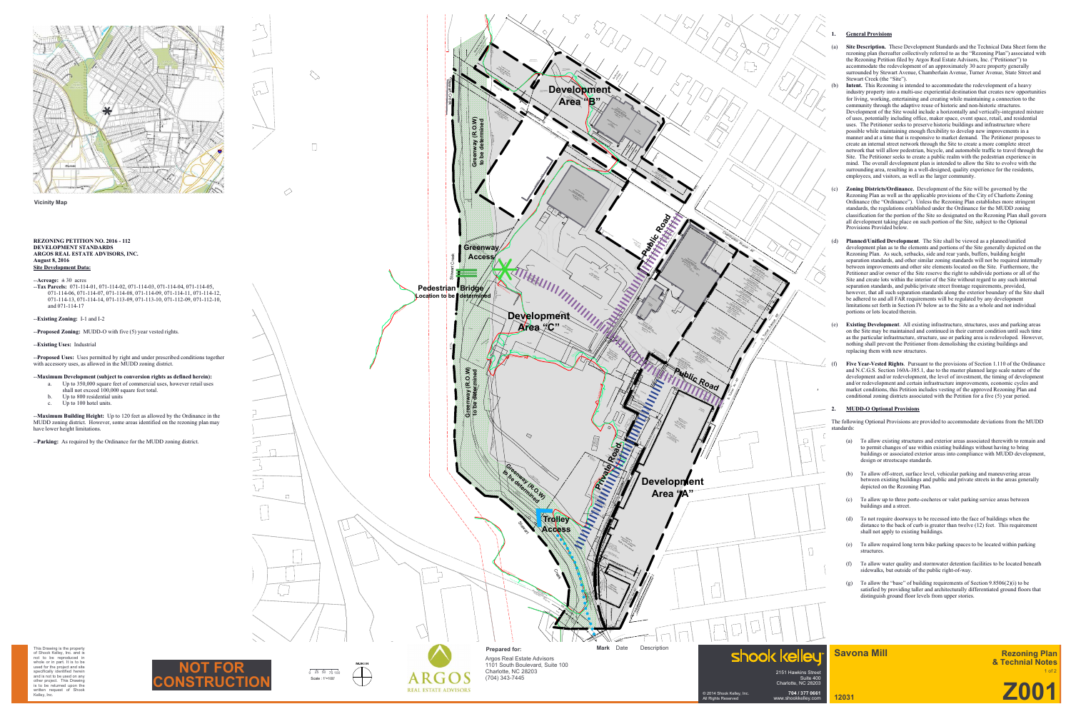Vicinity Map

**REZONING PETITION NO. 2016 - 112**
**DEVELOPMENT STANDARDS**
**ARGOS REAL ESTATE ADVISORS, INC.**
**August 8, 2016**
**Site Development Data:**

--**Acreage:** ± 30 acres
--**Tax Parcels:** 071-114-01, 071-114-02, 071-114-03, 071-114-04, 071-114-05, 071-114-06, 071-114-07, 071-114-08, 071-114-09, 071-114-11, 071-114-12, 071-114-13, 071-114-14, 071-113-09, 071-113-10, 071-112-09, 071-112-10, and 071-114-17

--**Existing Zoning:** I-1 and I-2

--**Proposed Zoning:** MUDD-O with five (5) year vested rights.

--**Existing Uses:** Industrial

--**Proposed Uses:** Uses permitted by right and under prescribed conditions together with accessory uses, as allowed in the MUDD zoning district.

--**Maximum Development (subject to conversion rights as defined herein):**

a. Up to 350,000 square feet of commercial uses, however retail uses shall not exceed 100,000 square feet total.
b. Up to 800 residential units
c. Up to 100 hotel units.

--**Maximum Building Height:** Up to 120 feet as allowed by the Ordinance in the MUDD zoning district. However, some areas identified on the rezoning plan may have lower height limitations.

--**Parking:** As required by the Ordinance for the MUDD zoning district.

Development Area "B"

Development Area "C"

Development Area "A"

Greenway (R.O.W) to be determined

Greenway Access

Pedestrian Bridge Location to be determined

Public Road

Private Road

Trolley Access

## 1. General Provisions

(a) **Site Description.** These Development Standards and the Technical Data Sheet form the rezoning plan (hereafter collectively referred to as the "Rezoning Plan") associated with the Rezoning Petition filed by Argos Real Estate Advisors, Inc. ("Petitioner") to accommodate the redevelopment of an approximately 30 acre property generally surrounded by Stewart Avenue, Chamberlain Avenue, Turner Avenue, State Street and Stewart Creek (the "Site").

(b) **Intent.** This Rezoning is intended to accommodate the redevelopment of a heavy industry property into a multi-use experiential destination that creates new opportunities for living, working, entertaining and creating while maintaining a connection to the community through the adaptive reuse of historic and non-historic structures. Development of the Site would include a horizontally and vertically-integrated mixture of uses, potentially including office, maker space, event space, retail, and residential uses. The Petitioner seeks to preserve historic buildings and infrastructure where possible while maintaining enough flexibility to develop new improvements in a manner and at a time that is responsive to market demand. The Petitioner proposes to create an internal street network through the Site to create a more complete street network that will allow pedestrian, bicycle, and automobile traffic to travel through the Site. The Petitioner seeks to create a public realm with the pedestrian experience in mind. The overall development plan is intended to allow the Site to evolve with the surrounding area, resulting in a well-designed, quality experience for the residents, employees, and visitors, as well as the larger community.

(c) **Zoning Districts/Ordinance.** Development of the Site will be governed by the Rezoning Plan as well as the applicable provisions of the City of Charlotte Zoning Ordinance (the "Ordinance"). Unless the Rezoning Plan establishes more stringent standards, the regulations established under the Ordinance for the MUDD zoning classification for the portion of the Site so designated on the Rezoning Plan shall govern all development taking place on such portion of the Site, subject to the Optional Provisions Provided below.

(d) **Planned/Unified Development**. The Site shall be viewed as a planned/unified development plan as to the elements and portions of the Site generally depicted on the Rezoning Plan. As such, setbacks, side and rear yards, buffers, building height separation standards, and other similar zoning standards will not be required internally between improvements and other site elements located on the Site. Furthermore, the Petitioner and/or owner of the Site reserve the right to subdivide portions or all of the Site and create lots within the interior of the Site without regard to any such internal separation standards, and public/private street frontage requirements, provided, however, that all such separation standards along the exterior boundary of the Site shall be adhered to and all FAR requirements will be regulated by any development limitations set forth in Section IV below as to the Site as a whole and not individual portions or lots located therein.

(e) **Existing Development**. All existing infrastructure, structures, uses and parking areas on the Site may be maintained and continued in their current condition until such time as the particular infrastructure, structure, use or parking area is redeveloped. However, nothing shall prevent the Petitioner from demolishing the existing buildings and replacing them with new structures.

(f) **Five Year-Vested Rights**. Pursuant to the provisions of Section 1.110 of the Ordinance and N.C.G.S. Section 160A-385.1, due to the master planned large scale nature of the development and/or redevelopment, the level of investment, the timing of development and/or redevelopment and certain infrastructure improvements, economic cycles and market conditions, this Petition includes vesting of the approved Rezoning Plan and conditional zoning districts associated with the Petition for a five (5) year period.

## 2. MUDD-O Optional Provisions

The following Optional Provisions are provided to accommodate deviations from the MUDD standards:

(a) To allow existing structures and exterior areas associated therewith to remain and to permit changes of use within existing buildings without having to bring buildings or associated exterior areas into compliance with MUDD development, design or streetscape standards.

(b) To allow off-street, surface level, vehicular parking and maneuvering areas between existing buildings and public and private streets in the areas generally depicted on the Rezoning Plan.

(c) To allow up to three porte-cocheres or valet parking service areas between buildings and a street.

(d) To not require doorways to be recessed into the face of buildings when the distance to the back of curb is greater than twelve (12) feet. This requirement shall not apply to existing buildings.

(e) To allow required long term bike parking spaces to be located within parking structures.

(f) To allow water quality and stormwater detention facilities to be located beneath sidewalks, but outside of the public right-of-way.

(g) To allow the "base" of building requirements of Section 9.8506(2)(i) to be satisfied by providing taller and architecturally differentiated ground floors that distinguish ground floor levels from upper stories.

This Drawing is the property of Shook Kelley, Inc. and is not to be reproduced in whole or in part. It is to be used for the project and site specifically identified herein and is not to be used on any other project. This Drawing is to be returned upon the written request of Shook Kelley, Inc.

NOT FOR CONSTRUCTION

Scale : 1"=100'

ARGOS REAL ESTATE ADVISORS

**Prepared for:**
Argos Real Estate Advisors
1101 South Boulevard, Suite 100
Charlotte, NC 28203
(704) 343-7445

| Mark | Date | Description |
|---|---|---|

shook kelley
2151 Hawkins Street
Suite 400
Charlotte, NC 28203
© 2014 Shook Kelley, Inc. All Rights Reserved
704 / 377 0661
www.shookkelley.com

**Savona Mill**
12031

**Rezoning Plan & Technial Notes**

**Z001**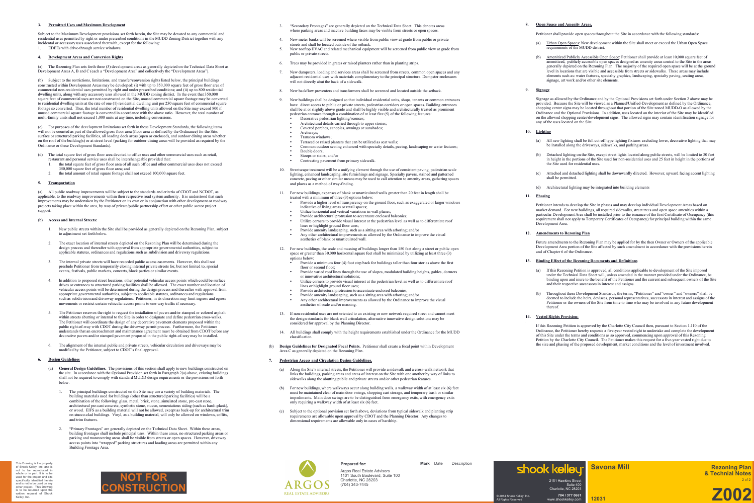## 3. Permitted Uses and Maximum Development

Subject to the Maximum Development provisions set forth herein, the Site may be devoted to any commercial and residential uses permitted by right or under prescribed conditions in the MUDD Zoning District together with any incidental or accessory uses associated therewith, except for the following:

1. EDEEs with drive-through service windows.

## 4. Development Areas and Conversion Rights

(a) The Rezoning Plan sets forth three (3) development areas as generally depicted on the Technical Data Sheet as Development Areas A, B and C (each a "Development Area" and collectively the "Development Areas").

(b) Subject to the restrictions, limitations, and transfer/conversion rights listed below, the principal buildings constructed within Development Areas may be developed: (i) with up to 350,000 square feet of gross floor area of commercial non-residential uses permitted by right and under prescribed conditions; and (ii) up to 800 residential dwelling units, along with any accessory uses allowed in the MUDD zoning district. In the event that 350,000 square feet of commercial uses are not constructed on the Site, unused commercial square footage may be converted to residential dwelling units at the rate of one (1) residential dwelling unit per 250 square feet of commercial square footage so converted. Thus, the total number of residential dwelling units allowed on the Site may exceed 800 if unused commercial square footage is converted in accordance with the above ratio. However, the total number of multi-family units shall not exceed 1,000 units at any time, including conversions.

(c) For purposes of the development limitations set forth in these Development Standards, the following items will not be counted as part of the allowed gross floor area (floor area as defined by the Ordinance) for the Site: surface or structured parking facilities, all loading dock areas (open or enclosed), and outdoor dining areas whether on the roof of the building(s) or at street level (parking for outdoor dining areas will be provided as required by the Ordinance or these Development Standards).

(d) The total square feet of gross floor area devoted to office uses and other commercial uses such as retail, restaurant and personal service uses shall be interchangeable provided that:

1. the total square feet of gross floor area of all such office and other commercial uses does not exceed 350,000 square feet of gross floor area; and
2. the total amount of retail square footage shall not exceed 100,000 square feet.

## 5. Transportation

(a) All public roadway improvements will be subject to the standards and criteria of CDOT and NCDOT, as applicable, to the roadway improvements within their respective road system authority. It is understood that such improvements may be undertaken by the Petitioner on its own or in conjunction with other development or roadway projects taking place within the area, by way of private/public partnership effort or other public sector project support.

(b) **Access and Internal Streets:**

1. New public streets within the Site shall be provided as generally depicted on the Rezoning Plan, subject to adjustment set forth below.
2. The exact location of internal streets depicted on the Rezoning Plan will be determined during the design process and thereafter with approval from appropriate governmental authorities, subject to applicable statutes, ordinances and regulations such as subdivision and driveway regulations.
3. The internal private streets will have recorded public access easements. However, this shall not preclude Petitioner from temporarily closing internal private streets for, but not limited to, special events, festivals, public markets, concerts, block parties or similar events.
4. In addition to proposed street locations, other potential vehicular access points which could be surface drives or entrances to structured parking facilities shall be allowed. The exact number and location of vehicular access points will be determined during the design process and thereafter with approval from appropriate governmental authorities, subject to applicable statutes, ordinances and regulations such as subdivision and driveway regulations. Petitioner, in its discretion may limit ingress and egress movements or restrict certain vehicular access points to one-way traffic if necessary.
5. The Petitioner reserves the right to request the installation of pavers and/or stamped or colored asphalt within streets abutting or internal to the Site in order to designate and define pedestrian cross-walks. The Petitioner will coordinate the design of any decorative pavement elements proposed within the public right-of-way with CDOT during the driveway permit process. Furthermore, the Petitioner understands that an encroachment and maintenance agreement must be obtained from CDOT before any decorative pavers and/or stamped pavement proposed in the public right-of-way may be installed.
6. The alignment of the internal public and private streets, vehicular circulation and driveways may be modified by the Petitioner, subject to CDOT's final approval.

## 6. Design Guidelines

(a) **General Design Guidelines.** The provisions of this section shall apply to new buildings constructed on the site. In accordance with the Optional Provision set forth in Paragraph 2(a) above, existing buildings shall not be required to comply with standard MUDD design requirements or the provisions set forth below.

1. The principal buildings constructed on the Site may use a variety of building materials. The building materials used for buildings (other than structured parking facilities) will be a combination of the following: glass, metal, brick, stone, simulated stone, pre-cast stone, architectural pre-cast concrete, synthetic stone, stucco, cementatious siding (such as hardi-plank), or wood. EIFS as a building material will not be allowed, except as back-up for architectural trim on stucco-clad buildings. Vinyl, as a building material, will only be allowed on windows, soffits, and trim features.
2. "Primary Frontages" are generally depicted on the Technical Data Sheet. Within these areas, building frontages shall include principal uses. Within these areas, no structured parking areas or parking and maneuvering areas shall be visible from streets or open spaces. However, driveway access points into "wrapped" parking structures and loading areas are permitted within any Building Frontage Area.
3. "Secondary Frontages" are generally depicted on the Technical Data Sheet. This denotes areas where parking areas and inactive building faces may be visible from streets or open spaces.
4. New meter banks will be screened where visible from public view at grade from public or private streets and shall be located outside of the setback.
5. New rooftop HVAC and related mechanical equipment will be screened from public view at grade from public or private streets.
6. Trees may be provided in grates or raised planters rather than in planting strips.
7. New dumpsters, loading and services areas shall be screened from streets, common open spaces and any adjacent residential uses with materials complimentary to the principal structure. Dumpster enclosures will not directly abut the back of a sidewalk.
8. New backflow preventers and transformers shall be screened and located outside the setback.
9. New buildings shall be designed so that individual residential units, shops, tenants or common entrances have direct access to public or private streets, pedestrian corridors or open spaces. Building entrances shall be at or slightly above grade and shall be highly visible and architecturally treated as prominent pedestrian entrance through a combination of at least five (5) of the following features:
   - Decorative pedestrian lighting/sconces;
   - Architectural details carried through to upper stories;
   - Covered porches, canopies, awnings or sunshades;
   - Archways;
   - Transom windows;
   - Terraced or raised planters that can be utilized as seat walls;
   - Common outdoor seating enhanced with specialty details, paving, landscaping or water features;
   - Double doors;
   - Stoops or stairs; and/or
   - Contrasting pavement from primary sidewalk.
10. Streetscape treatment will be a unifying element through the use of consistent paving, pedestrian scale lighting, enhanced landscaping, site furnishings and signage. Specialty pavers, stained and patterned concrete, paving or other similar means may be used to call attention to amenity areas, gathering spaces and plazas as a method of way-finding.
11. For new buildings, expanses of blank or unarticulated walls greater than 20 feet in length shall be treated with a minimum of three (3) options below:
   - Provide a higher level of transparency on the ground floor, such as exaggerated or larger windows indicative of living areas or retail spaces;
   - Utilize horizontal and vertical variations in wall planes;
   - Provide architectural protrusion to accentuate enclosed balconies;
   - Utilize corners to provide visual interest at the pedestrian level as well as to differentiate roof lines or highlight ground floor uses;
   - Provide amenity landscaping, such as a sitting area with arboring; and/or
   - Any other architectural improvements as allowed by the Ordinance to improve the visual aesthetics of blank or unarticulated wall.
12. For new buildings, the scale and massing of buildings longer than 150 feet along a street or public open space or greater than 30,000 horizontal square feet shall be minimized by utilizing at least three (3) options below:
   - Provide a minimum four (4) foot step back for buildings taller than four stories above the first floor or second floor;
   - Provide varied roof lines through the use of slopes, modulated building heights, gables, dormers or innovative architectural solutions;
   - Utilize corners to provide visual interest at the pedestrian level as well as to differentiate roof lines or highlight ground floor uses;
   - Provide architectural protrusion to accentuate enclosed balconies;
   - Provide amenity landscaping, such as a sitting area with arboring; and/or
   - Any other architectural improvements as allowed by the Ordinance to improve the visual aesthetics of scale and/or massing.
13. If non-residential uses are not oriented to an existing or new network required street and cannot meet the design standards for blank wall articulation, alternative innovative design solutions may be considered for approval by the Planning Director.
14. All buildings shall comply with the height requirements established under the Ordinance for the MUDD classification.

(b) **Design Guidelines for Designated Focal Points.** Petitioner shall create a focal point within Development Area C as generally depicted on the Rezoning Plan.

## 7. Pedestrian Access and Circulation Design Guidelines.

(a) Along the Site's internal streets, the Petitioner will provide a sidewalk and a cross-walk network that links the buildings, parking areas and areas of interest on the Site with one another by way of links to sidewalks along the abutting public and private streets and/or other pedestrian features.

(b) For new buildings, where walkways occur along building walls, a walkway width of at least six (6) feet must be maintained clear of main door swings, shopping cart storage, and temporary trash or similar impediments. Main door swings are to be distinguished from emergency exits, with emergency exits only requiring a walkway width of at least six (6) feet.

(c) Subject to the optional provision set forth above, deviations from typical sidewalk and planting strip requirements are allowable upon approval by CDOT and the Planning Director. Any changes to dimensional requirements are allowable only in cases of hardship.

## 8. Open Space and Amenity Areas.

Petitioner shall provide open spaces throughout the Site in accordance with the following standards:

(a) Urban Open Spaces: New development within the Site shall meet or exceed the Urban Open Space requirements of the MUDD district.

(b) Amenitized Publicly Accessible Open Space: Petitioner shall provide at least 10,000 square feet of amenitized, publicly accessible open spaces designed as amenity areas central to the Site in the areas generally depicted on the Rezoning Plan. The majority of the required open space will be at the ground level in locations that are visible and accessible from streets or sidewalks. These areas may include elements such as: water features, specialty graphics, landscaping, specialty paving, seating areas, signage, art work and/or other site elements.

## 9. Signage

Signage as allowed by the Ordinance and by the Optional Provisions set forth under Section 2 above may be provided. Because the Site will be viewed as a Planned/Unified-Development as defined by the Ordinance, shopping center signs may be located throughout that portion of the Site zoned MUDD-O as allowed by the Ordinance and the Optional Provisions. In addition, uses located on the interior of the Site may be identified on the allowed shopping center/development signs. The allowed signs may contain identification signage for any of the uses located on the Site.

## 10. Lighting

(a) All new lighting shall be full cut-off type lighting fixtures excluding lower, decorative lighting that may be installed along the driveways, sidewalks, and parking areas.

(b) Detached lighting on the Site, except street lights located along public streets, will be limited to 30 feet in height in the portions of the Site used for non-residential uses and 25 feet in height in the portions of the Site used for residential uses.

(c) Attached and detached lighting shall be downwardly directed. However, upward facing accent lighting shall be permitted.

(d) Architectural lighting may be integrated into building elements

## 11. Phasing

Petitioner intends to develop the Site in phases and may develop individual Development Areas based on market demand. For new buildings, all required sidewalks, street trees and open space amenities within a particular Development Area shall be installed prior to the issuance of the first Certificate of Occupancy (this requirement shall not apply to Temporary Certificates of Occupancy) for principal building within the same Development Area.

## 12. Amendments to Rezoning Plan

Future amendments to the Rezoning Plan may be applied for by the then Owner or Owners of the applicable Development Area portion of the Site affected by such amendment in accordance with the provisions herein and of Chapter 6 of the Ordinance.

## 13. Binding Effect of the Rezoning Documents and Definitions

(a) If this Rezoning Petition is approved, all conditions applicable to development of the Site imposed under the Technical Data Sheet will, unless amended in the manner provided under the Ordinance, be binding upon and inure to the benefit of the Petitioner and the current and subsequent owners of the Site and their respective successors in interest and assigns.

(b) Throughout these Development Standards, the terms, "Petitioner" and "owner" and "owners" shall be deemed to include the heirs, devisees, personal representatives, successors in interest and assigns of the Petitioner or the owners of the Site from time to time who may be involved in any future development thereof.

## 14. Vested Rights Provision:

If this Rezoning Petition is approved by the Charlotte City Council then, pursuant to Section 1.110 of the Ordinance, the Petitioner hereby requests a five-year vested right to undertake and complete the development of this Site under the terms and conditions as so approved, commencing upon approval of this Rezoning Petition by the Charlotte City Council. The Petitioner makes this request for a five-year vested right due to the size and phasing of the proposed development, market conditions and the level of investment involved.

---

This Drawing is the property of Shook Kelley, Inc. and is not to be reproduced in whole or in part. It is to be used for the project and site specifically identified herein and is not to be used on any other project. This Drawing is to be returned upon the written request of Shook Kelley, Inc.

NOT FOR CONSTRUCTION

Prepared for:
Argos Real Estate Advisors
1101 South Boulevard, Suite 100
Charlotte, NC 28203
(704) 343-7445

| Mark | Date | Description |
|---|---|---|

shook kelley
2151 Hawkins Street
Suite 400
Charlotte, NC 28203
704 / 377 0661
www.shookkelley.com
© 2014 Shook Kelley, Inc. All Rights Reserved

Savona Mill

12031

Rezoning Plan & Technial Notes

Z002